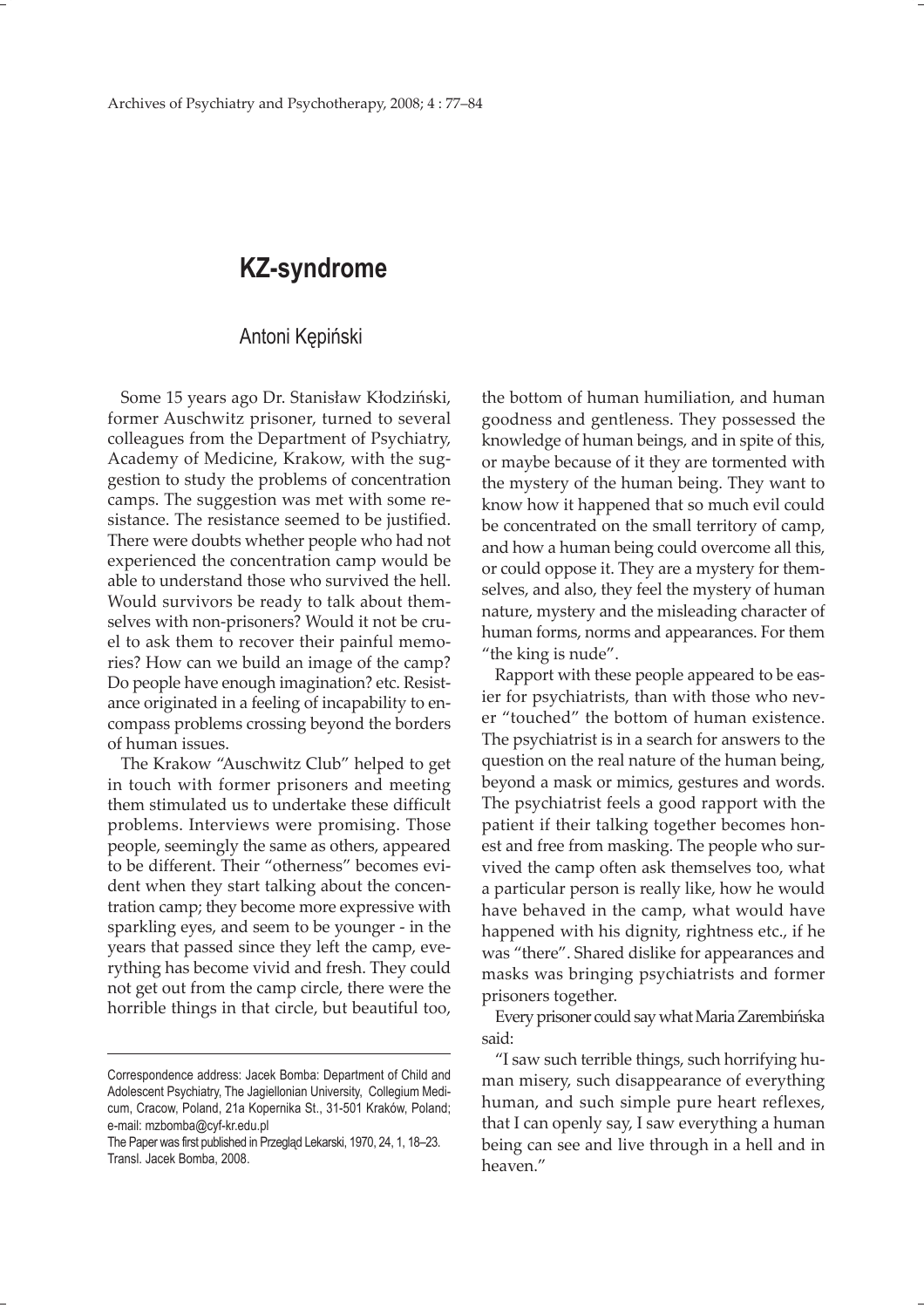# KZ-syndrome

Antoni Kępiński

Some 15 years ago Dr. Stanisław Kłodziński, former Auschwitz prisoner, turned to several colleagues from the Department of Psychiatry, Academy of Medicine, Krakow, with the suggestion to study the problems of concentration camps. The suggestion was met with some resistance. The resistance seemed to be justified. There were doubts whether people who had not experienced the concentration camp would be able to understand those who survived the hell. Would survivors be ready to talk about themselves with non-prisoners? Would it not be cruel to ask them to recover their painful memories? How can we build an image of the camp? Do people have enough imagination? etc. Resistance originated in a feeling of incapability to encompass problems crossing beyond the borders of human issues.

The Krakow "Auschwitz Club" helped to get in touch with former prisoners and meeting them stimulated us to undertake these difficult problems. Interviews were promising. Those people, seemingly the same as others, appeared to be different. Their "otherness" becomes evident when they start talking about the concentration camp; they become more expressive with sparkling eyes, and seem to be younger - in the years that passed since they left the camp, everything has become vivid and fresh. They could not get out from the camp circle, there were the horrible things in that circle, but beautiful too, the bottom of human humiliation, and human goodness and gentleness. They possessed the knowledge of human beings, and in spite of this, or maybe because of it they are tormented with the mystery of the human being. They want to know how it happened that so much evil could be concentrated on the small territory of camp, and how a human being could overcome all this, or could oppose it. They are a mystery for themselves, and also, they feel the mystery of human nature, mystery and the misleading character of human forms, norms and appearances. For them "the king is nude".

Rapport with these people appeared to be easier for psychiatrists, than with those who never "touched" the bottom of human existence. The psychiatrist is in a search for answers to the question on the real nature of the human being, beyond a mask or mimics, gestures and words. The psychiatrist feels a good rapport with the patient if their talking together becomes honest and free from masking. The people who survived the camp often ask themselves too, what a particular person is really like, how he would have behaved in the camp, what would have happened with his dignity, rightness etc., if he was "there". Shared dislike for appearances and masks was bringing psychiatrists and former prisoners together.

Every prisoner could say what Maria Zarembińska said:

"I saw such terrible things, such horrifying human misery, such disappearance of everything human, and such simple pure heart reflexes, that I can openly say, I saw everything a human being can see and live through in a hell and in heaven."

---

Correspondence address: Jacek Bomba: Department of Child and Adolescent Psychiatry, The Jagiellonian University, Collegium Medicum, Cracow, Poland, 21a Kopernika St., 31-501 Kraków, Poland; e-mail: mzbomba@cyf-kr.edu.pl

The Paper was first published in Przegląd Lekarski, 1970, 24, 1, 18–23. Transl. Jacek Bomba, 2008.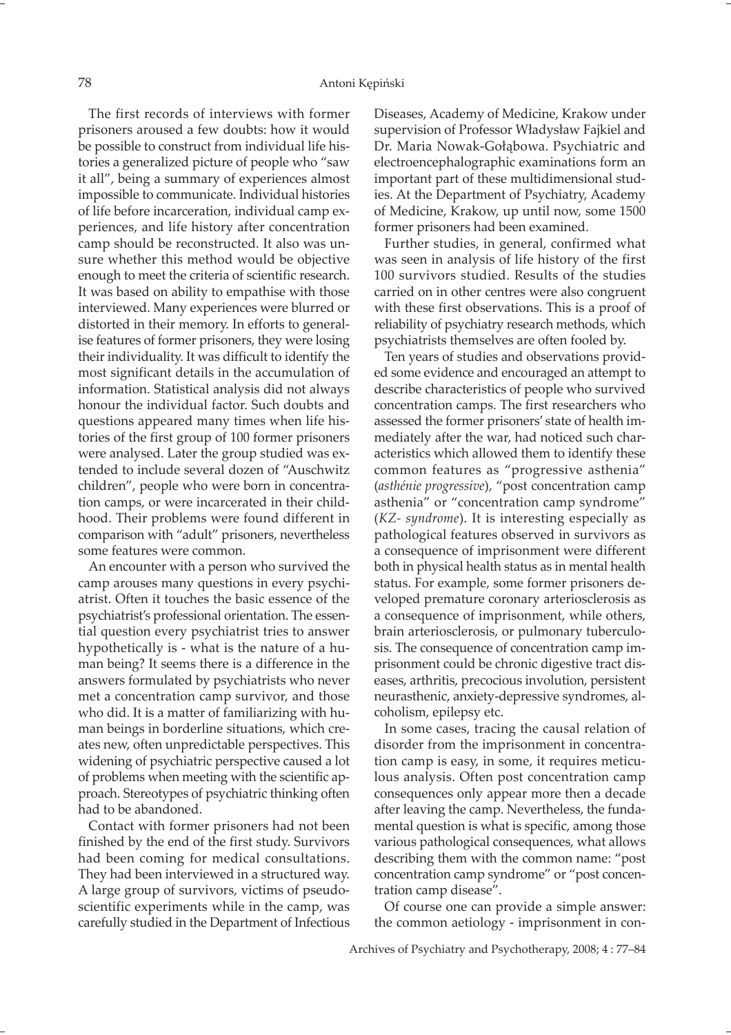The first records of interviews with former prisoners aroused a few doubts: how it would be possible to construct from individual life histories a generalized picture of people who "saw it all", being a summary of experiences almost impossible to communicate. Individual histories of life before incarceration, individual camp experiences, and life history after concentration camp should be reconstructed. It also was unsure whether this method would be objective enough to meet the criteria of scientific research. It was based on ability to empathise with those interviewed. Many experiences were blurred or distorted in their memory. In efforts to generalise features of former prisoners, they were losing their individuality. It was difficult to identify the most significant details in the accumulation of information. Statistical analysis did not always honour the individual factor. Such doubts and questions appeared many times when life histories of the first group of 100 former prisoners were analysed. Later the group studied was extended to include several dozen of "Auschwitz children", people who were born in concentration camps, or were incarcerated in their childhood. Their problems were found different in comparison with "adult" prisoners, nevertheless some features were common.

An encounter with a person who survived the camp arouses many questions in every psychiatrist. Often it touches the basic essence of the psychiatrist's professional orientation. The essential question every psychiatrist tries to answer hypothetically is - what is the nature of a human being? It seems there is a difference in the answers formulated by psychiatrists who never met a concentration camp survivor, and those who did. It is a matter of familiarizing with human beings in borderline situations, which creates new, often unpredictable perspectives. This widening of psychiatric perspective caused a lot of problems when meeting with the scientific approach. Stereotypes of psychiatric thinking often had to be abandoned.

Contact with former prisoners had not been finished by the end of the first study. Survivors had been coming for medical consultations. They had been interviewed in a structured way. A large group of survivors, victims of pseudo-scientific experiments while in the camp, was carefully studied in the Department of Infectious Diseases, Academy of Medicine, Krakow under supervision of Professor Władysław Fajkiel and Dr. Maria Nowak-Gołąbowa. Psychiatric and electroencephalographic examinations form an important part of these multidimensional studies. At the Department of Psychiatry, Academy of Medicine, Krakow, up until now, some 1500 former prisoners had been examined.

Further studies, in general, confirmed what was seen in analysis of life history of the first 100 survivors studied. Results of the studies carried on in other centres were also congruent with these first observations. This is a proof of reliability of psychiatry research methods, which psychiatrists themselves are often fooled by.

Ten years of studies and observations provided some evidence and encouraged an attempt to describe characteristics of people who survived concentration camps. The first researchers who assessed the former prisoners' state of health immediately after the war, had noticed such characteristics which allowed them to identify these common features as "progressive asthenia" (*asthénie progressive*), "post concentration camp asthenia" or "concentration camp syndrome" (*KZ- syndrome*). It is interesting especially as pathological features observed in survivors as a consequence of imprisonment were different both in physical health status as in mental health status. For example, some former prisoners developed premature coronary arteriosclerosis as a consequence of imprisonment, while others, brain arteriosclerosis, or pulmonary tuberculosis. The consequence of concentration camp imprisonment could be chronic digestive tract diseases, arthritis, precocious involution, persistent neurasthenic, anxiety-depressive syndromes, alcoholism, epilepsy etc.

In some cases, tracing the causal relation of disorder from the imprisonment in concentration camp is easy, in some, it requires meticulous analysis. Often post concentration camp consequences only appear more then a decade after leaving the camp. Nevertheless, the fundamental question is what is specific, among those various pathological consequences, what allows describing them with the common name: "post concentration camp syndrome" or "post concentration camp disease".

Of course one can provide a simple answer: the common aetiology - imprisonment in con-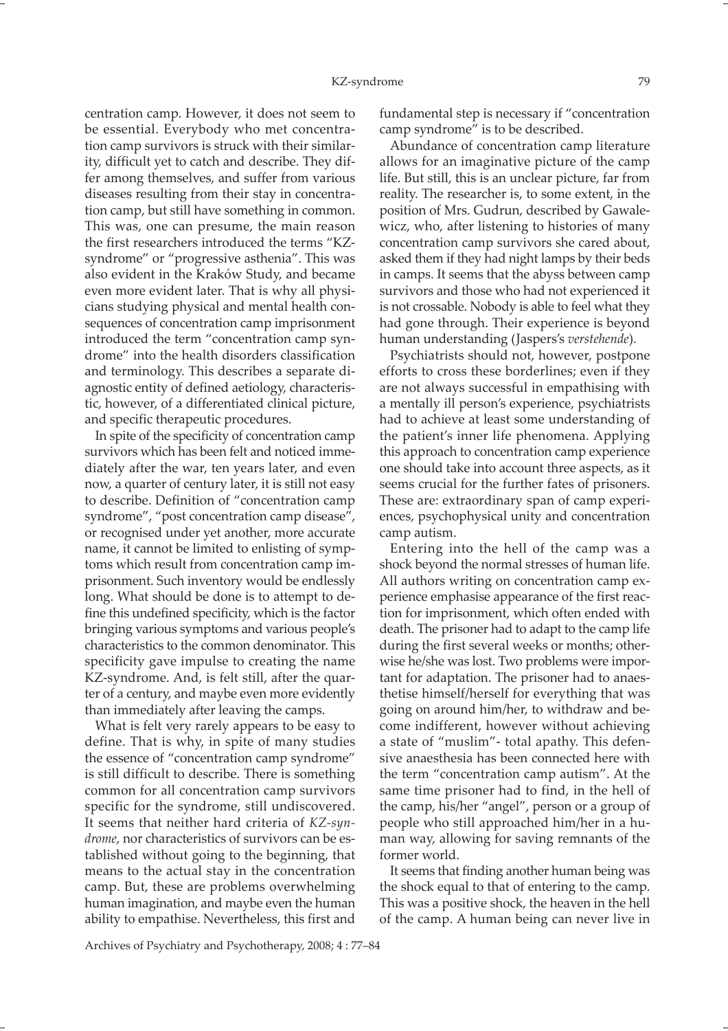centration camp. However, it does not seem to be essential. Everybody who met concentration camp survivors is struck with their similarity, difficult yet to catch and describe. They differ among themselves, and suffer from various diseases resulting from their stay in concentration camp, but still have something in common. This was, one can presume, the main reason the first researchers introduced the terms "KZ-syndrome" or "progressive asthenia". This was also evident in the Kraków Study, and became even more evident later. That is why all physicians studying physical and mental health consequences of concentration camp imprisonment introduced the term "concentration camp syndrome" into the health disorders classification and terminology. This describes a separate diagnostic entity of defined aetiology, characteristic, however, of a differentiated clinical picture, and specific therapeutic procedures.

In spite of the specificity of concentration camp survivors which has been felt and noticed immediately after the war, ten years later, and even now, a quarter of century later, it is still not easy to describe. Definition of "concentration camp syndrome", "post concentration camp disease", or recognised under yet another, more accurate name, it cannot be limited to enlisting of symptoms which result from concentration camp imprisonment. Such inventory would be endlessly long. What should be done is to attempt to define this undefined specificity, which is the factor bringing various symptoms and various people's characteristics to the common denominator. This specificity gave impulse to creating the name KZ-syndrome. And, is felt still, after the quarter of a century, and maybe even more evidently than immediately after leaving the camps.

What is felt very rarely appears to be easy to define. That is why, in spite of many studies the essence of "concentration camp syndrome" is still difficult to describe. There is something common for all concentration camp survivors specific for the syndrome, still undiscovered. It seems that neither hard criteria of *KZ-syndrome*, nor characteristics of survivors can be established without going to the beginning, that means to the actual stay in the concentration camp. But, these are problems overwhelming human imagination, and maybe even the human ability to empathise. Nevertheless, this first and fundamental step is necessary if "concentration camp syndrome" is to be described.

Abundance of concentration camp literature allows for an imaginative picture of the camp life. But still, this is an unclear picture, far from reality. The researcher is, to some extent, in the position of Mrs. Gudrun, described by Gawalewicz, who, after listening to histories of many concentration camp survivors she cared about, asked them if they had night lamps by their beds in camps. It seems that the abyss between camp survivors and those who had not experienced it is not crossable. Nobody is able to feel what they had gone through. Their experience is beyond human understanding (Jaspers's *verstehende*).

Psychiatrists should not, however, postpone efforts to cross these borderlines; even if they are not always successful in empathising with a mentally ill person's experience, psychiatrists had to achieve at least some understanding of the patient's inner life phenomena. Applying this approach to concentration camp experience one should take into account three aspects, as it seems crucial for the further fates of prisoners. These are: extraordinary span of camp experiences, psychophysical unity and concentration camp autism.

Entering into the hell of the camp was a shock beyond the normal stresses of human life. All authors writing on concentration camp experience emphasise appearance of the first reaction for imprisonment, which often ended with death. The prisoner had to adapt to the camp life during the first several weeks or months; otherwise he/she was lost. Two problems were important for adaptation. The prisoner had to anaesthetise himself/herself for everything that was going on around him/her, to withdraw and become indifferent, however without achieving a state of "muslim"- total apathy. This defensive anaesthesia has been connected here with the term "concentration camp autism". At the same time prisoner had to find, in the hell of the camp, his/her "angel", person or a group of people who still approached him/her in a human way, allowing for saving remnants of the former world.

It seems that finding another human being was the shock equal to that of entering to the camp. This was a positive shock, the heaven in the hell of the camp. A human being can never live in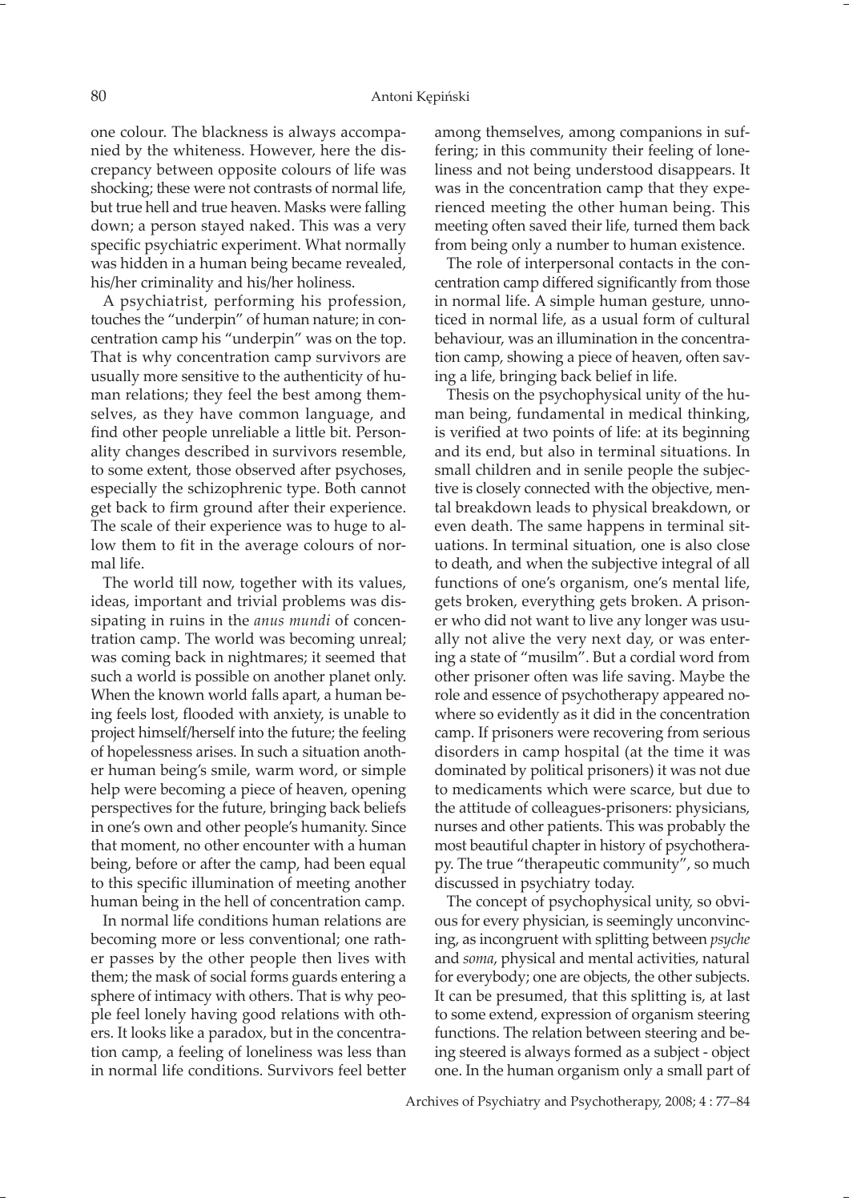one colour. The blackness is always accompanied by the whiteness. However, here the discrepancy between opposite colours of life was shocking; these were not contrasts of normal life, but true hell and true heaven. Masks were falling down; a person stayed naked. This was a very specific psychiatric experiment. What normally was hidden in a human being became revealed, his/her criminality and his/her holiness.

A psychiatrist, performing his profession, touches the "underpin" of human nature; in concentration camp his "underpin" was on the top. That is why concentration camp survivors are usually more sensitive to the authenticity of human relations; they feel the best among themselves, as they have common language, and find other people unreliable a little bit. Personality changes described in survivors resemble, to some extent, those observed after psychoses, especially the schizophrenic type. Both cannot get back to firm ground after their experience. The scale of their experience was to huge to allow them to fit in the average colours of normal life.

The world till now, together with its values, ideas, important and trivial problems was dissipating in ruins in the *anus mundi* of concentration camp. The world was becoming unreal; was coming back in nightmares; it seemed that such a world is possible on another planet only. When the known world falls apart, a human being feels lost, flooded with anxiety, is unable to project himself/herself into the future; the feeling of hopelessness arises. In such a situation another human being's smile, warm word, or simple help were becoming a piece of heaven, opening perspectives for the future, bringing back beliefs in one's own and other people's humanity. Since that moment, no other encounter with a human being, before or after the camp, had been equal to this specific illumination of meeting another human being in the hell of concentration camp.

In normal life conditions human relations are becoming more or less conventional; one rather passes by the other people then lives with them; the mask of social forms guards entering a sphere of intimacy with others. That is why people feel lonely having good relations with others. It looks like a paradox, but in the concentration camp, a feeling of loneliness was less than in normal life conditions. Survivors feel better among themselves, among companions in suffering; in this community their feeling of loneliness and not being understood disappears. It was in the concentration camp that they experienced meeting the other human being. This meeting often saved their life, turned them back from being only a number to human existence.

The role of interpersonal contacts in the concentration camp differed significantly from those in normal life. A simple human gesture, unnoticed in normal life, as a usual form of cultural behaviour, was an illumination in the concentration camp, showing a piece of heaven, often saving a life, bringing back belief in life.

Thesis on the psychophysical unity of the human being, fundamental in medical thinking, is verified at two points of life: at its beginning and its end, but also in terminal situations. In small children and in senile people the subjective is closely connected with the objective, mental breakdown leads to physical breakdown, or even death. The same happens in terminal situations. In terminal situation, one is also close to death, and when the subjective integral of all functions of one's organism, one's mental life, gets broken, everything gets broken. A prisoner who did not want to live any longer was usually not alive the very next day, or was entering a state of "musilm". But a cordial word from other prisoner often was life saving. Maybe the role and essence of psychotherapy appeared nowhere so evidently as it did in the concentration camp. If prisoners were recovering from serious disorders in camp hospital (at the time it was dominated by political prisoners) it was not due to medicaments which were scarce, but due to the attitude of colleagues-prisoners: physicians, nurses and other patients. This was probably the most beautiful chapter in history of psychotherapy. The true "therapeutic community", so much discussed in psychiatry today.

The concept of psychophysical unity, so obvious for every physician, is seemingly unconvincing, as incongruent with splitting between *psyche* and *soma*, physical and mental activities, natural for everybody; one are objects, the other subjects. It can be presumed, that this splitting is, at last to some extend, expression of organism steering functions. The relation between steering and being steered is always formed as a subject - object one. In the human organism only a small part of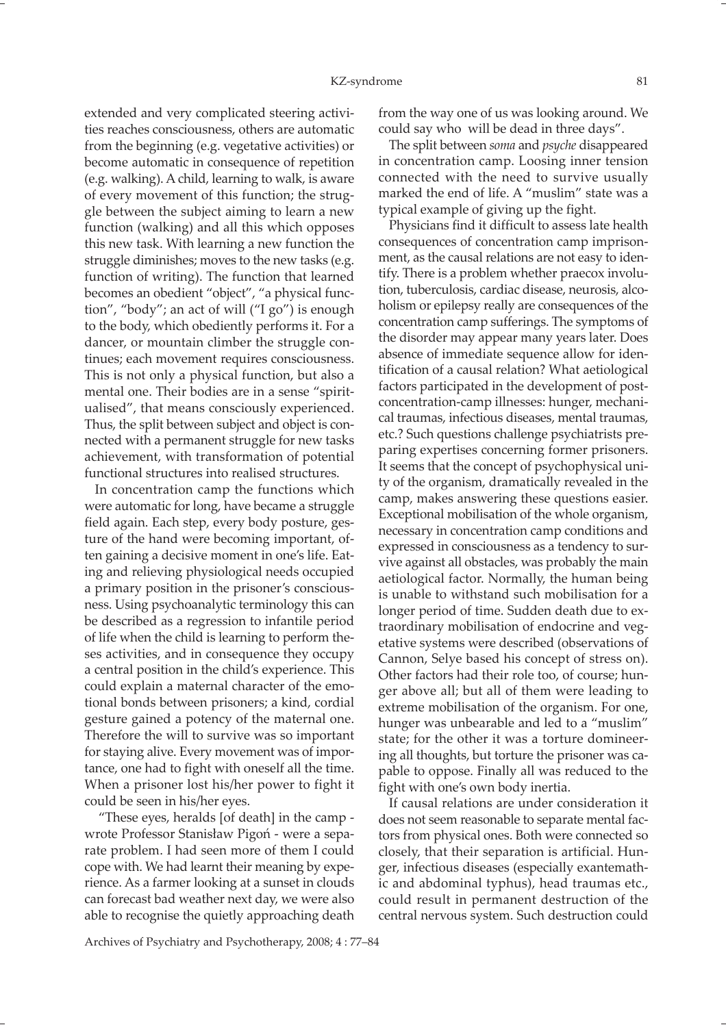extended and very complicated steering activities reaches consciousness, others are automatic from the beginning (e.g. vegetative activities) or become automatic in consequence of repetition (e.g. walking). A child, learning to walk, is aware of every movement of this function; the struggle between the subject aiming to learn a new function (walking) and all this which opposes this new task. With learning a new function the struggle diminishes; moves to the new tasks (e.g. function of writing). The function that learned becomes an obedient "object", "a physical function", "body"; an act of will ("I go") is enough to the body, which obediently performs it. For a dancer, or mountain climber the struggle continues; each movement requires consciousness. This is not only a physical function, but also a mental one. Their bodies are in a sense "spiritualised", that means consciously experienced. Thus, the split between subject and object is connected with a permanent struggle for new tasks achievement, with transformation of potential functional structures into realised structures.

In concentration camp the functions which were automatic for long, have became a struggle field again. Each step, every body posture, gesture of the hand were becoming important, often gaining a decisive moment in one's life. Eating and relieving physiological needs occupied a primary position in the prisoner's consciousness. Using psychoanalytic terminology this can be described as a regression to infantile period of life when the child is learning to perform theses activities, and in consequence they occupy a central position in the child's experience. This could explain a maternal character of the emotional bonds between prisoners; a kind, cordial gesture gained a potency of the maternal one. Therefore the will to survive was so important for staying alive. Every movement was of importance, one had to fight with oneself all the time. When a prisoner lost his/her power to fight it could be seen in his/her eyes.

"These eyes, heralds [of death] in the camp - wrote Professor Stanisław Pigoń - were a separate problem. I had seen more of them I could cope with. We had learnt their meaning by experience. As a farmer looking at a sunset in clouds can forecast bad weather next day, we were also able to recognise the quietly approaching death from the way one of us was looking around. We could say who will be dead in three days".

The split between *soma* and *psyche* disappeared in concentration camp. Loosing inner tension connected with the need to survive usually marked the end of life. A "muslim" state was a typical example of giving up the fight.

Physicians find it difficult to assess late health consequences of concentration camp imprisonment, as the causal relations are not easy to identify. There is a problem whether praecox involution, tuberculosis, cardiac disease, neurosis, alcoholism or epilepsy really are consequences of the concentration camp sufferings. The symptoms of the disorder may appear many years later. Does absence of immediate sequence allow for identification of a causal relation? What aetiological factors participated in the development of post-concentration-camp illnesses: hunger, mechanical traumas, infectious diseases, mental traumas, etc.? Such questions challenge psychiatrists preparing expertises concerning former prisoners. It seems that the concept of psychophysical unity of the organism, dramatically revealed in the camp, makes answering these questions easier. Exceptional mobilisation of the whole organism, necessary in concentration camp conditions and expressed in consciousness as a tendency to survive against all obstacles, was probably the main aetiological factor. Normally, the human being is unable to withstand such mobilisation for a longer period of time. Sudden death due to extraordinary mobilisation of endocrine and vegetative systems were described (observations of Cannon, Selye based his concept of stress on). Other factors had their role too, of course; hunger above all; but all of them were leading to extreme mobilisation of the organism. For one, hunger was unbearable and led to a "muslim" state; for the other it was a torture domineering all thoughts, but torture the prisoner was capable to oppose. Finally all was reduced to the fight with one's own body inertia.

If causal relations are under consideration it does not seem reasonable to separate mental factors from physical ones. Both were connected so closely, that their separation is artificial. Hunger, infectious diseases (especially exantemathic and abdominal typhus), head traumas etc., could result in permanent destruction of the central nervous system. Such destruction could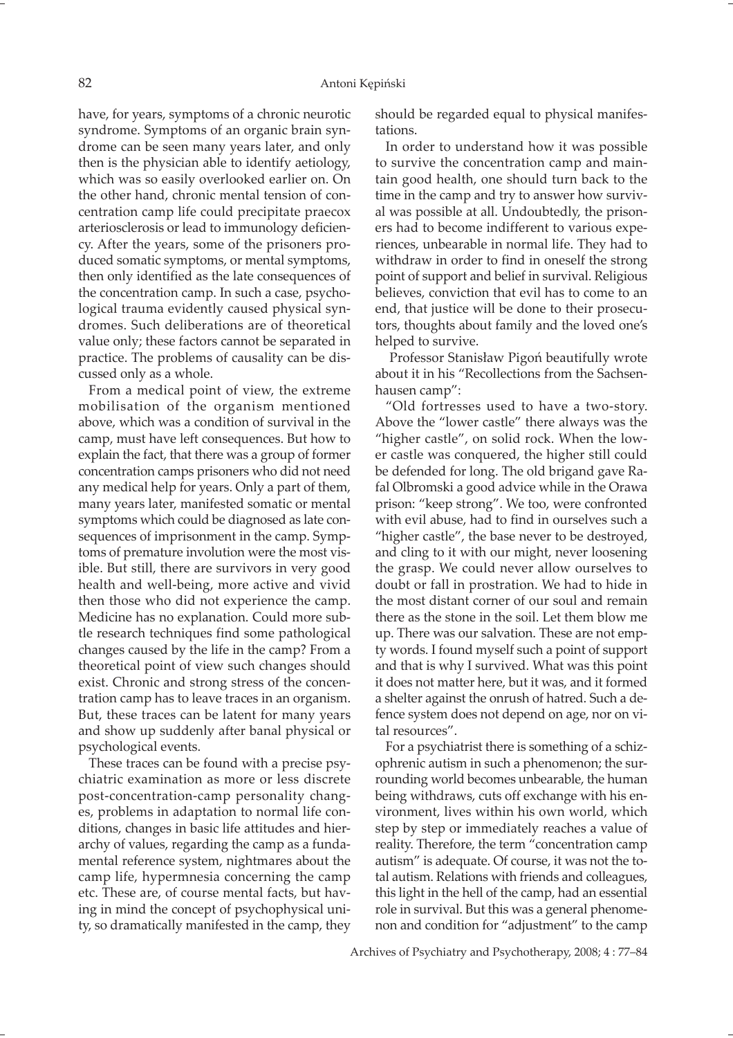have, for years, symptoms of a chronic neurotic syndrome. Symptoms of an organic brain syndrome can be seen many years later, and only then is the physician able to identify aetiology, which was so easily overlooked earlier on. On the other hand, chronic mental tension of concentration camp life could precipitate praecox arteriosclerosis or lead to immunology deficiency. After the years, some of the prisoners produced somatic symptoms, or mental symptoms, then only identified as the late consequences of the concentration camp. In such a case, psychological trauma evidently caused physical syndromes. Such deliberations are of theoretical value only; these factors cannot be separated in practice. The problems of causality can be discussed only as a whole.

From a medical point of view, the extreme mobilisation of the organism mentioned above, which was a condition of survival in the camp, must have left consequences. But how to explain the fact, that there was a group of former concentration camps prisoners who did not need any medical help for years. Only a part of them, many years later, manifested somatic or mental symptoms which could be diagnosed as late consequences of imprisonment in the camp. Symptoms of premature involution were the most visible. But still, there are survivors in very good health and well-being, more active and vivid then those who did not experience the camp. Medicine has no explanation. Could more subtle research techniques find some pathological changes caused by the life in the camp? From a theoretical point of view such changes should exist. Chronic and strong stress of the concentration camp has to leave traces in an organism. But, these traces can be latent for many years and show up suddenly after banal physical or psychological events.

These traces can be found with a precise psychiatric examination as more or less discrete post-concentration-camp personality changes, problems in adaptation to normal life conditions, changes in basic life attitudes and hierarchy of values, regarding the camp as a fundamental reference system, nightmares about the camp life, hypermnesia concerning the camp etc. These are, of course mental facts, but having in mind the concept of psychophysical unity, so dramatically manifested in the camp, they should be regarded equal to physical manifestations.

In order to understand how it was possible to survive the concentration camp and maintain good health, one should turn back to the time in the camp and try to answer how survival was possible at all. Undoubtedly, the prisoners had to become indifferent to various experiences, unbearable in normal life. They had to withdraw in order to find in oneself the strong point of support and belief in survival. Religious believes, conviction that evil has to come to an end, that justice will be done to their prosecutors, thoughts about family and the loved one's helped to survive.

Professor Stanisław Pigoń beautifully wrote about it in his "Recollections from the Sachsenhausen camp":

"Old fortresses used to have a two-story. Above the "lower castle" there always was the "higher castle", on solid rock. When the lower castle was conquered, the higher still could be defended for long. The old brigand gave Rafal Olbromski a good advice while in the Orawa prison: "keep strong". We too, were confronted with evil abuse, had to find in ourselves such a "higher castle", the base never to be destroyed, and cling to it with our might, never loosening the grasp. We could never allow ourselves to doubt or fall in prostration. We had to hide in the most distant corner of our soul and remain there as the stone in the soil. Let them blow me up. There was our salvation. These are not empty words. I found myself such a point of support and that is why I survived. What was this point it does not matter here, but it was, and it formed a shelter against the onrush of hatred. Such a defence system does not depend on age, nor on vital resources".

For a psychiatrist there is something of a schizophrenic autism in such a phenomenon; the surrounding world becomes unbearable, the human being withdraws, cuts off exchange with his environment, lives within his own world, which step by step or immediately reaches a value of reality. Therefore, the term "concentration camp autism" is adequate. Of course, it was not the total autism. Relations with friends and colleagues, this light in the hell of the camp, had an essential role in survival. But this was a general phenomenon and condition for "adjustment" to the camp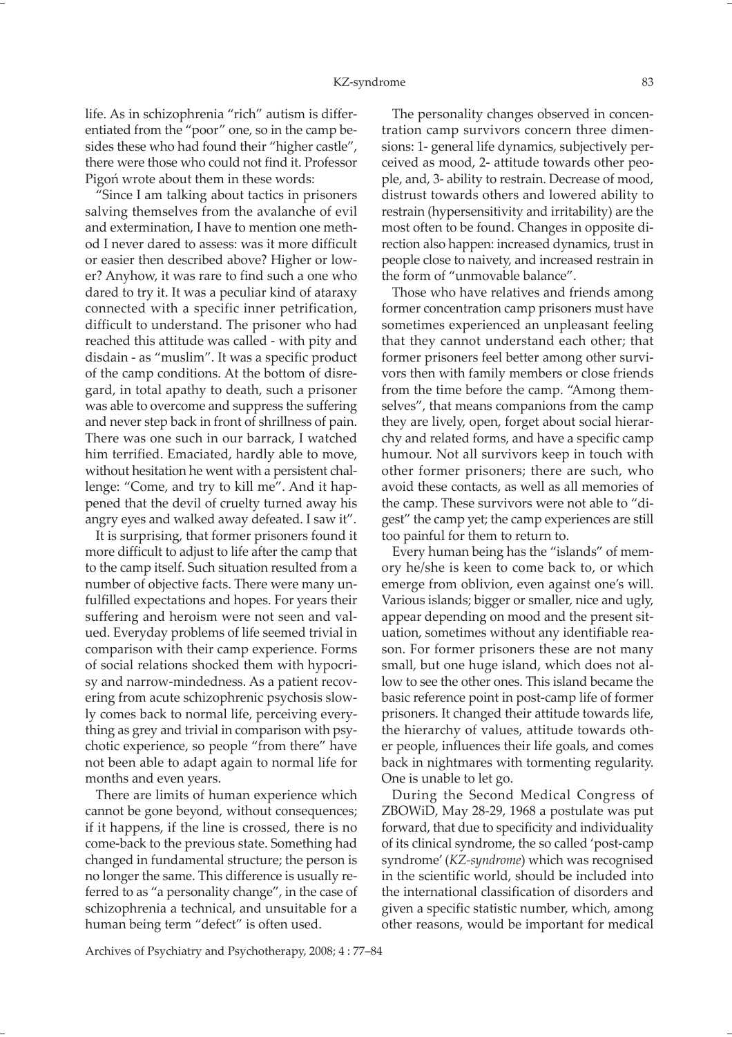life. As in schizophrenia "rich" autism is differentiated from the "poor" one, so in the camp besides these who had found their "higher castle", there were those who could not find it. Professor Pigoń wrote about them in these words:

"Since I am talking about tactics in prisoners salving themselves from the avalanche of evil and extermination, I have to mention one method I never dared to assess: was it more difficult or easier then described above? Higher or lower? Anyhow, it was rare to find such a one who dared to try it. It was a peculiar kind of ataraxy connected with a specific inner petrification, difficult to understand. The prisoner who had reached this attitude was called - with pity and disdain - as "muslim". It was a specific product of the camp conditions. At the bottom of disregard, in total apathy to death, such a prisoner was able to overcome and suppress the suffering and never step back in front of shrillness of pain. There was one such in our barrack, I watched him terrified. Emaciated, hardly able to move, without hesitation he went with a persistent challenge: "Come, and try to kill me". And it happened that the devil of cruelty turned away his angry eyes and walked away defeated. I saw it".

It is surprising, that former prisoners found it more difficult to adjust to life after the camp that to the camp itself. Such situation resulted from a number of objective facts. There were many unfulfilled expectations and hopes. For years their suffering and heroism were not seen and valued. Everyday problems of life seemed trivial in comparison with their camp experience. Forms of social relations shocked them with hypocrisy and narrow-mindedness. As a patient recovering from acute schizophrenic psychosis slowly comes back to normal life, perceiving everything as grey and trivial in comparison with psychotic experience, so people "from there" have not been able to adapt again to normal life for months and even years.

There are limits of human experience which cannot be gone beyond, without consequences; if it happens, if the line is crossed, there is no come-back to the previous state. Something had changed in fundamental structure; the person is no longer the same. This difference is usually referred to as "a personality change", in the case of schizophrenia a technical, and unsuitable for a human being term "defect" is often used.

The personality changes observed in concentration camp survivors concern three dimensions: 1- general life dynamics, subjectively perceived as mood, 2- attitude towards other people, and, 3- ability to restrain. Decrease of mood, distrust towards others and lowered ability to restrain (hypersensitivity and irritability) are the most often to be found. Changes in opposite direction also happen: increased dynamics, trust in people close to naivety, and increased restrain in the form of "unmovable balance".

Those who have relatives and friends among former concentration camp prisoners must have sometimes experienced an unpleasant feeling that they cannot understand each other; that former prisoners feel better among other survivors then with family members or close friends from the time before the camp. "Among themselves", that means companions from the camp they are lively, open, forget about social hierarchy and related forms, and have a specific camp humour. Not all survivors keep in touch with other former prisoners; there are such, who avoid these contacts, as well as all memories of the camp. These survivors were not able to "digest" the camp yet; the camp experiences are still too painful for them to return to.

Every human being has the "islands" of memory he/she is keen to come back to, or which emerge from oblivion, even against one's will. Various islands; bigger or smaller, nice and ugly, appear depending on mood and the present situation, sometimes without any identifiable reason. For former prisoners these are not many small, but one huge island, which does not allow to see the other ones. This island became the basic reference point in post-camp life of former prisoners. It changed their attitude towards life, the hierarchy of values, attitude towards other people, influences their life goals, and comes back in nightmares with tormenting regularity. One is unable to let go.

During the Second Medical Congress of ZBOWiD, May 28-29, 1968 a postulate was put forward, that due to specificity and individuality of its clinical syndrome, the so called 'post-camp syndrome' (*KZ-syndrome*) which was recognised in the scientific world, should be included into the international classification of disorders and given a specific statistic number, which, among other reasons, would be important for medical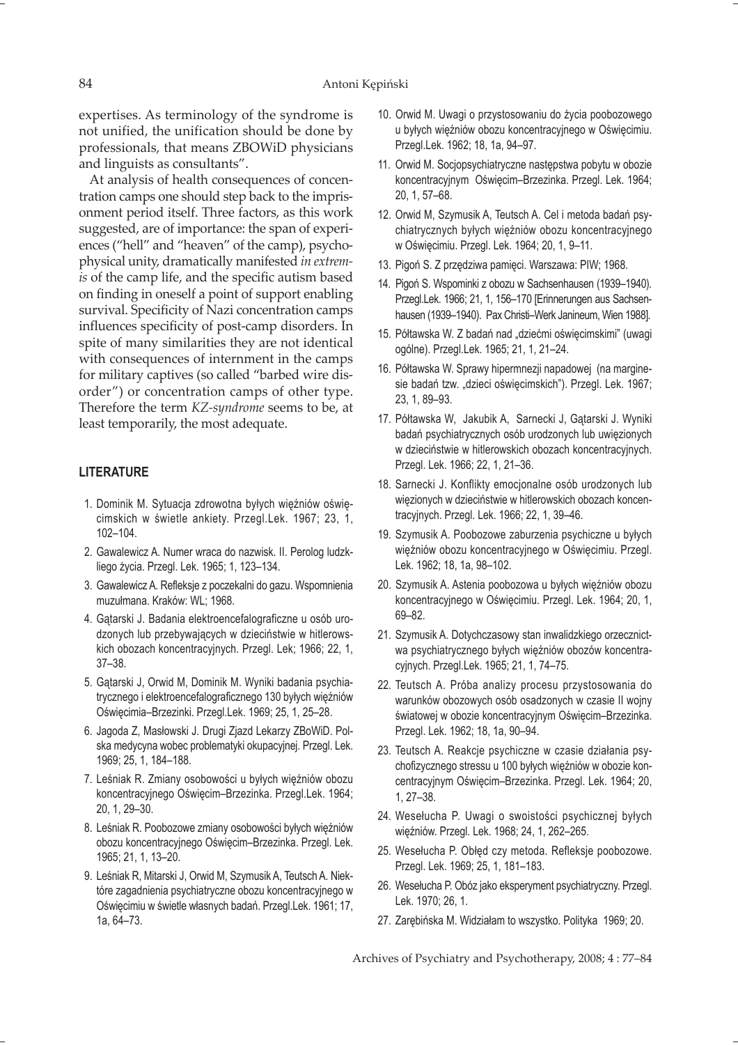expertises. As terminology of the syndrome is not unified, the unification should be done by professionals, that means ZBOWiD physicians and linguists as consultants".

At analysis of health consequences of concentration camps one should step back to the imprisonment period itself. Three factors, as this work suggested, are of importance: the span of experiences ("hell" and "heaven" of the camp), psychophysical unity, dramatically manifested *in extremis* of the camp life, and the specific autism based on finding in oneself a point of support enabling survival. Specificity of Nazi concentration camps influences specificity of post-camp disorders. In spite of many similarities they are not identical with consequences of internment in the camps for military captives (so called "barbed wire disorder") or concentration camps of other type. Therefore the term *KZ-syndrome* seems to be, at least temporarily, the most adequate.

## LITERATURE

1. Dominik M. Sytuacja zdrowotna byłych więźniów oświęcimskich w świetle ankiety. Przegl.Lek. 1967; 23, 1, 102–104.
2. Gawalewicz A. Numer wraca do nazwisk. II. Perolog ludzkliego życia. Przegl. Lek. 1965; 1, 123–134.
3. Gawalewicz A. Refleksje z poczekalni do gazu. Wspomnienia muzułmana. Kraków: WL; 1968.
4. Gątarski J. Badania elektroencefalograficzne u osób urodzonych lub przebywających w dzieciństwie w hitlerowskich obozach koncentracyjnych. Przegl. Lek; 1966; 22, 1, 37–38.
5. Gątarski J, Orwid M, Dominik M. Wyniki badania psychiatrycznego i elektroencefalograficznego 130 byłych więźniów Oświęcimia–Brzezinki. Przegl.Lek. 1969; 25, 1, 25–28.
6. Jagoda Z, Masłowski J. Drugi Zjazd Lekarzy ZBoWiD. Polska medycyna wobec problematyki okupacyjnej. Przegl. Lek. 1969; 25, 1, 184–188.
7. Leśniak R. Zmiany osobowości u byłych więźniów obozu koncentracyjnego Oświęcim–Brzezinka. Przegl.Lek. 1964; 20, 1, 29–30.
8. Leśniak R. Poobozowe zmiany osobowości byłych więźniów obozu koncentracyjnego Oświęcim–Brzezinka. Przegl. Lek. 1965; 21, 1, 13–20.
9. Leśniak R, Mitarski J, Orwid M, Szymusik A, Teutsch A. Niektóre zagadnienia psychiatryczne obozu koncentracyjnego w Oświęcimiu w świetle własnych badań. Przegl.Lek. 1961; 17, 1a, 64–73.
10. Orwid M. Uwagi o przystosowaniu do życia poobozowego u byłych więźniów obozu koncentracyjnego w Oświęcimiu. Przegl.Lek. 1962; 18, 1a, 94–97.
11. Orwid M. Socjopsychiatryczne następstwa pobytu w obozie koncentracyjnym Oświęcim–Brzezinka. Przegl. Lek. 1964; 20, 1, 57–68.
12. Orwid M, Szymusik A, Teutsch A. Cel i metoda badań psychiatrycznych byłych więźniów obozu koncentracyjnego w Oświęcimiu. Przegl. Lek. 1964; 20, 1, 9–11.
13. Pigoń S. Z przędziwa pamięci. Warszawa: PIW; 1968.
14. Pigoń S. Wspominki z obozu w Sachsenhausen (1939–1940). Przegl.Lek. 1966; 21, 1, 156–170 [Erinnerungen aus Sachsenhausen (1939–1940). Pax Christi–Werk Janineum, Wien 1988].
15. Półtawska W. Z badań nad „dziećmi oświęcimskimi" (uwagi ogólne). Przegl.Lek. 1965; 21, 1, 21–24.
16. Półtawska W. Sprawy hipermnezji napadowej (na marginesie badań tzw. „dzieci oświęcimskich"). Przegl. Lek. 1967; 23, 1, 89–93.
17. Półtawska W, Jakubik A, Sarnecki J, Gątarski J. Wyniki badań psychiatrycznych osób urodzonych lub uwięzionych w dzieciństwie w hitlerowskich obozach koncentracyjnych. Przegl. Lek. 1966; 22, 1, 21–36.
18. Sarnecki J. Konflikty emocjonalne osób urodzonych lub więzionych w dzieciństwie w hitlerowskich obozach koncentracyjnych. Przegl. Lek. 1966; 22, 1, 39–46.
19. Szymusik A. Poobozowe zaburzenia psychiczne u byłych więźniów obozu koncentracyjnego w Oświęcimiu. Przegl. Lek. 1962; 18, 1a, 98–102.
20. Szymusik A. Astenia poobozowa u byłych więźniów obozu koncentracyjnego w Oświęcimiu. Przegl. Lek. 1964; 20, 1, 69–82.
21. Szymusik A. Dotychczasowy stan inwalidzkiego orzecznictwa psychiatrycznego byłych więźniów obozów koncentracyjnych. Przegl.Lek. 1965; 21, 1, 74–75.
22. Teutsch A. Próba analizy procesu przystosowania do warunków obozowych osób osadzonych w czasie II wojny światowej w obozie koncentracyjnym Oświęcim–Brzezinka. Przegl. Lek. 1962; 18, 1a, 90–94.
23. Teutsch A. Reakcje psychiczne w czasie działania psychofizycznego stresu u 100 byłych więźniów w obozie koncentracyjnym Oświęcim–Brzezinka. Przegl. Lek. 1964; 20, 1, 27–38.
24. Wesełucha P. Uwagi o swoistości psychicznej byłych więźniów. Przegl. Lek. 1968; 24, 1, 262–265.
25. Wesełucha P. Obłęd czy metoda. Refleksje poobozowe. Przegl. Lek. 1969; 25, 1, 181–183.
26. Wesełucha P. Obóz jako eksperyment psychiatryczny. Przegl. Lek. 1970; 26, 1.
27. Zarębińska M. Widziałam to wszystko. Polityka 1969; 20.